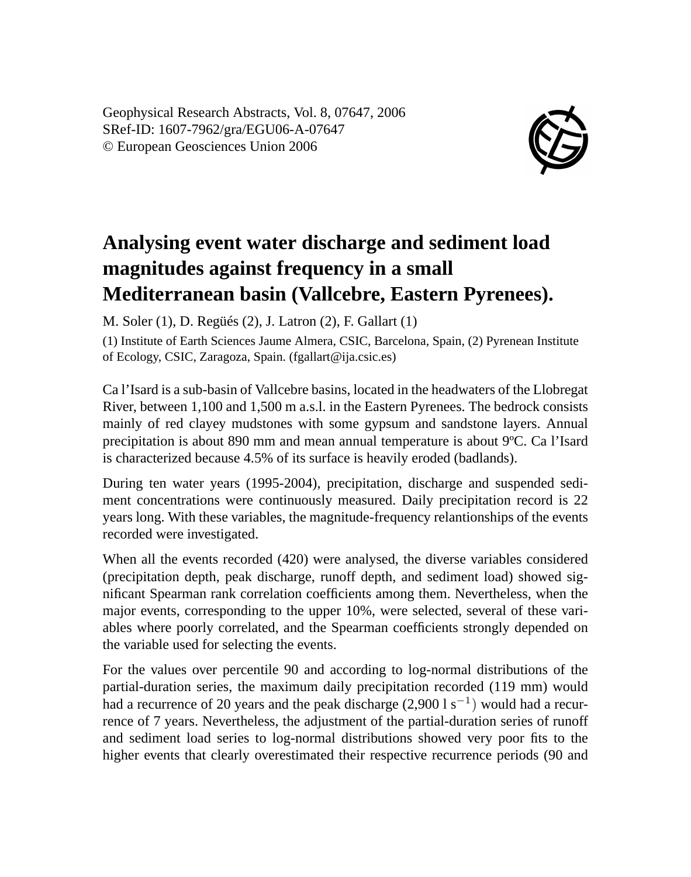Geophysical Research Abstracts, Vol. 8, 07647, 2006
SRef-ID: 1607-7962/gra/EGU06-A-07647
© European Geosciences Union 2006

# Analysing event water discharge and sediment load magnitudes against frequency in a small Mediterranean basin (Vallcebre, Eastern Pyrenees).

M. Soler (1), D. Regüés (2), J. Latron (2), F. Gallart (1)

(1) Institute of Earth Sciences Jaume Almera, CSIC, Barcelona, Spain, (2) Pyrenean Institute of Ecology, CSIC, Zaragoza, Spain. (fgallart@ija.csic.es)

Ca l'Isard is a sub-basin of Vallcebre basins, located in the headwaters of the Llobregat River, between 1,100 and 1,500 m a.s.l. in the Eastern Pyrenees. The bedrock consists mainly of red clayey mudstones with some gypsum and sandstone layers. Annual precipitation is about 890 mm and mean annual temperature is about 9ºC. Ca l'Isard is characterized because 4.5% of its surface is heavily eroded (badlands).

During ten water years (1995-2004), precipitation, discharge and suspended sediment concentrations were continuously measured. Daily precipitation record is 22 years long. With these variables, the magnitude-frequency relantionships of the events recorded were investigated.

When all the events recorded (420) were analysed, the diverse variables considered (precipitation depth, peak discharge, runoff depth, and sediment load) showed significant Spearman rank correlation coefficients among them. Nevertheless, when the major events, corresponding to the upper 10%, were selected, several of these variables where poorly correlated, and the Spearman coefficients strongly depended on the variable used for selecting the events.

For the values over percentile 90 and according to log-normal distributions of the partial-duration series, the maximum daily precipitation recorded (119 mm) would had a recurrence of 20 years and the peak discharge (2,900 l $s^{-1}$) would had a recurrence of 7 years. Nevertheless, the adjustment of the partial-duration series of runoff and sediment load series to log-normal distributions showed very poor fits to the higher events that clearly overestimated their respective recurrence periods (90 and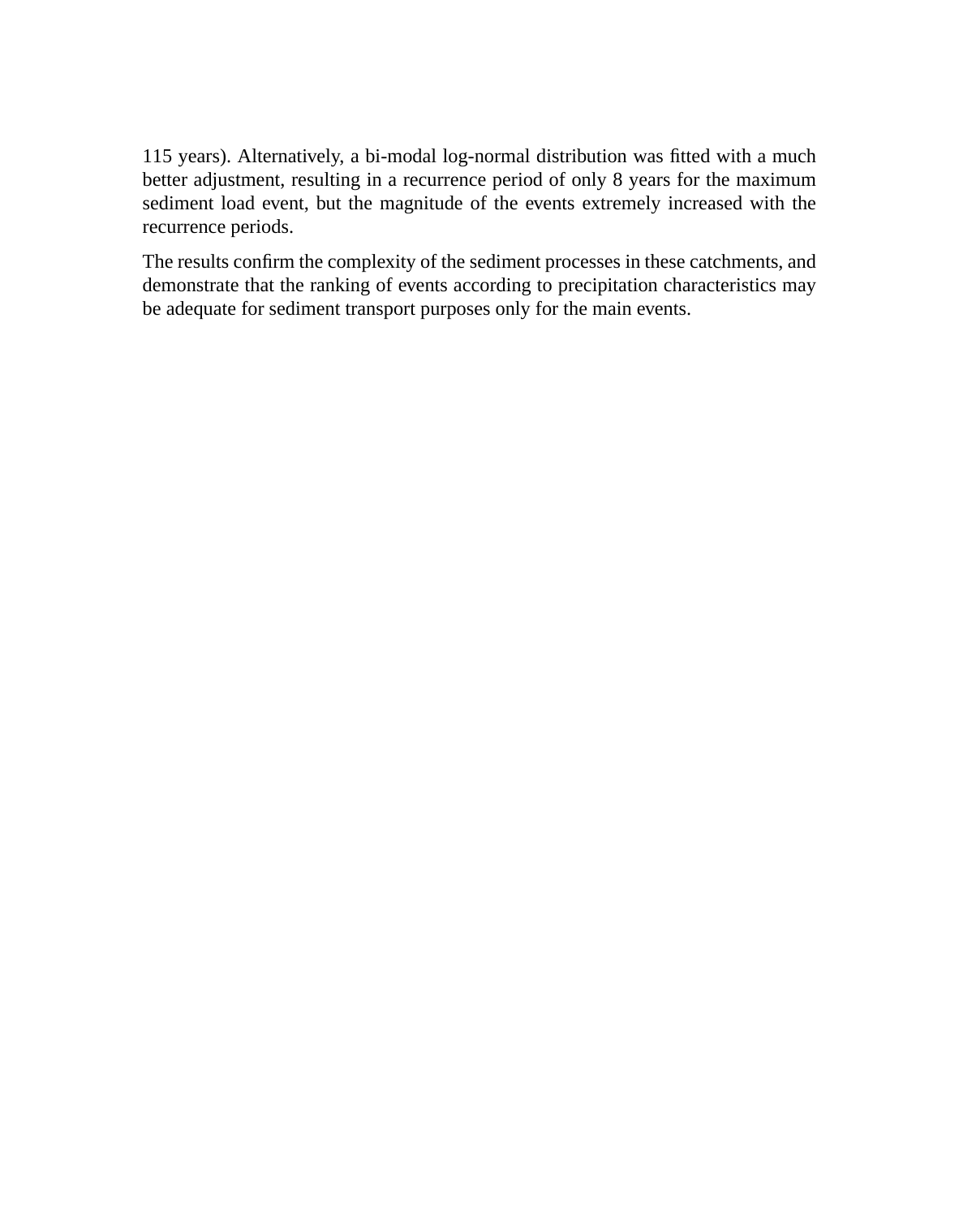115 years). Alternatively, a bi-modal log-normal distribution was fitted with a much better adjustment, resulting in a recurrence period of only 8 years for the maximum sediment load event, but the magnitude of the events extremely increased with the recurrence periods.

The results confirm the complexity of the sediment processes in these catchments, and demonstrate that the ranking of events according to precipitation characteristics may be adequate for sediment transport purposes only for the main events.